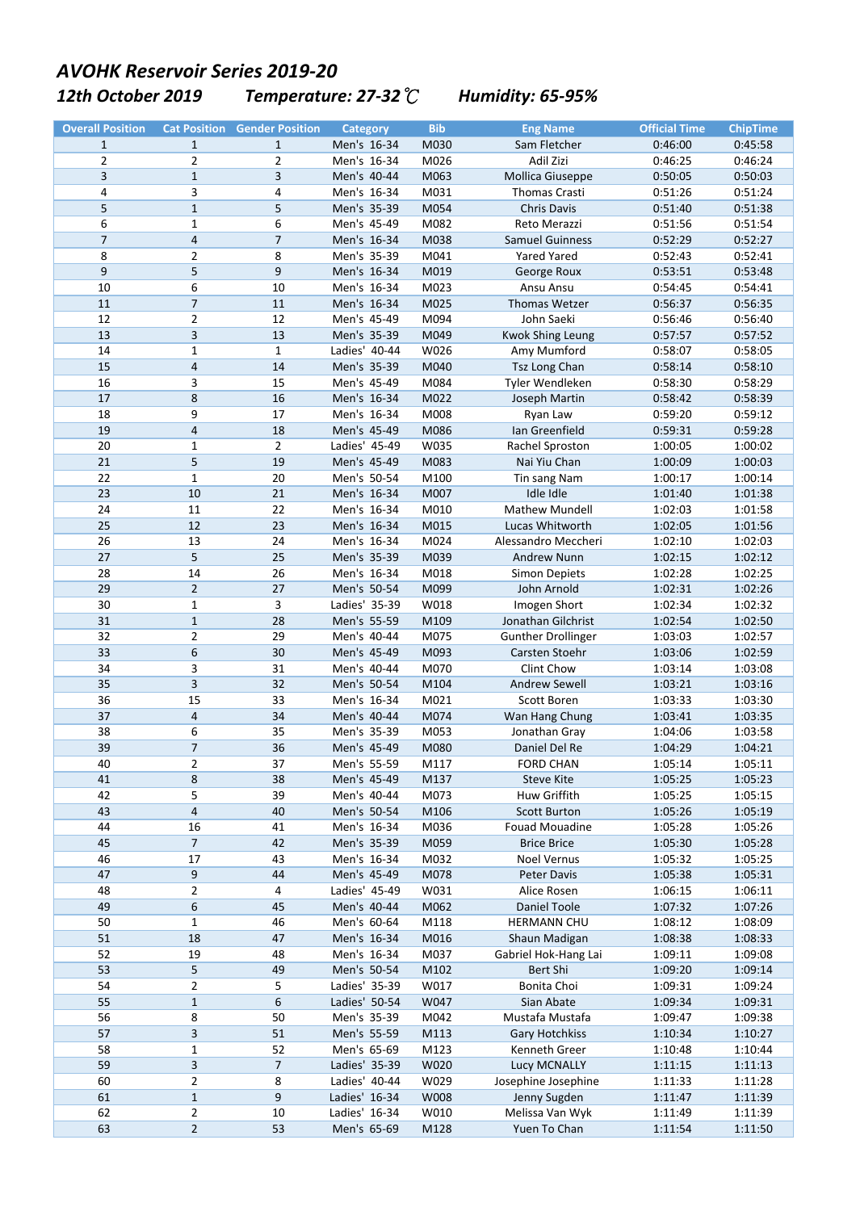# *AVOHK Reservoir Series 2019-20*

## *12th October 2019 Temperature: 27-32℃ Humidity: 65-95%*

| Overall Position | Cat Position | Gender Position | Category | Bib | Eng Name | Official Time | ChipTime |
|---|---|---|---|---|---|---|---|
| 1 | 1 | 1 | Men's 16-34 | M030 | Sam Fletcher | 0:46:00 | 0:45:58 |
| 2 | 2 | 2 | Men's 16-34 | M026 | Adil Zizi | 0:46:25 | 0:46:24 |
| 3 | 1 | 3 | Men's 40-44 | M063 | Mollica Giuseppe | 0:50:05 | 0:50:03 |
| 4 | 3 | 4 | Men's 16-34 | M031 | Thomas Crasti | 0:51:26 | 0:51:24 |
| 5 | 1 | 5 | Men's 35-39 | M054 | Chris Davis | 0:51:40 | 0:51:38 |
| 6 | 1 | 6 | Men's 45-49 | M082 | Reto Merazzi | 0:51:56 | 0:51:54 |
| 7 | 4 | 7 | Men's 16-34 | M038 | Samuel Guinness | 0:52:29 | 0:52:27 |
| 8 | 2 | 8 | Men's 35-39 | M041 | Yared Yared | 0:52:43 | 0:52:41 |
| 9 | 5 | 9 | Men's 16-34 | M019 | George Roux | 0:53:51 | 0:53:48 |
| 10 | 6 | 10 | Men's 16-34 | M023 | Ansu Ansu | 0:54:45 | 0:54:41 |
| 11 | 7 | 11 | Men's 16-34 | M025 | Thomas Wetzer | 0:56:37 | 0:56:35 |
| 12 | 2 | 12 | Men's 45-49 | M094 | John Saeki | 0:56:46 | 0:56:40 |
| 13 | 3 | 13 | Men's 35-39 | M049 | Kwok Shing Leung | 0:57:57 | 0:57:52 |
| 14 | 1 | 1 | Ladies' 40-44 | W026 | Amy Mumford | 0:58:07 | 0:58:05 |
| 15 | 4 | 14 | Men's 35-39 | M040 | Tsz Long Chan | 0:58:14 | 0:58:10 |
| 16 | 3 | 15 | Men's 45-49 | M084 | Tyler Wendleken | 0:58:30 | 0:58:29 |
| 17 | 8 | 16 | Men's 16-34 | M022 | Joseph Martin | 0:58:42 | 0:58:39 |
| 18 | 9 | 17 | Men's 16-34 | M008 | Ryan Law | 0:59:20 | 0:59:12 |
| 19 | 4 | 18 | Men's 45-49 | M086 | Ian Greenfield | 0:59:31 | 0:59:28 |
| 20 | 1 | 2 | Ladies' 45-49 | W035 | Rachel Sproston | 1:00:05 | 1:00:02 |
| 21 | 5 | 19 | Men's 45-49 | M083 | Nai Yiu Chan | 1:00:09 | 1:00:03 |
| 22 | 1 | 20 | Men's 50-54 | M100 | Tin sang Nam | 1:00:17 | 1:00:14 |
| 23 | 10 | 21 | Men's 16-34 | M007 | Idle Idle | 1:01:40 | 1:01:38 |
| 24 | 11 | 22 | Men's 16-34 | M010 | Mathew Mundell | 1:02:03 | 1:01:58 |
| 25 | 12 | 23 | Men's 16-34 | M015 | Lucas Whitworth | 1:02:05 | 1:01:56 |
| 26 | 13 | 24 | Men's 16-34 | M024 | Alessandro Meccheri | 1:02:10 | 1:02:03 |
| 27 | 5 | 25 | Men's 35-39 | M039 | Andrew Nunn | 1:02:15 | 1:02:12 |
| 28 | 14 | 26 | Men's 16-34 | M018 | Simon Depiets | 1:02:28 | 1:02:25 |
| 29 | 2 | 27 | Men's 50-54 | M099 | John Arnold | 1:02:31 | 1:02:26 |
| 30 | 1 | 3 | Ladies' 35-39 | W018 | Imogen Short | 1:02:34 | 1:02:32 |
| 31 | 1 | 28 | Men's 55-59 | M109 | Jonathan Gilchrist | 1:02:54 | 1:02:50 |
| 32 | 2 | 29 | Men's 40-44 | M075 | Gunther Drollinger | 1:03:03 | 1:02:57 |
| 33 | 6 | 30 | Men's 45-49 | M093 | Carsten Stoehr | 1:03:06 | 1:02:59 |
| 34 | 3 | 31 | Men's 40-44 | M070 | Clint Chow | 1:03:14 | 1:03:08 |
| 35 | 3 | 32 | Men's 50-54 | M104 | Andrew Sewell | 1:03:21 | 1:03:16 |
| 36 | 15 | 33 | Men's 16-34 | M021 | Scott Boren | 1:03:33 | 1:03:30 |
| 37 | 4 | 34 | Men's 40-44 | M074 | Wan Hang Chung | 1:03:41 | 1:03:35 |
| 38 | 6 | 35 | Men's 35-39 | M053 | Jonathan Gray | 1:04:06 | 1:03:58 |
| 39 | 7 | 36 | Men's 45-49 | M080 | Daniel Del Re | 1:04:29 | 1:04:21 |
| 40 | 2 | 37 | Men's 55-59 | M117 | FORD CHAN | 1:05:14 | 1:05:11 |
| 41 | 8 | 38 | Men's 45-49 | M137 | Steve Kite | 1:05:25 | 1:05:23 |
| 42 | 5 | 39 | Men's 40-44 | M073 | Huw Griffith | 1:05:25 | 1:05:15 |
| 43 | 4 | 40 | Men's 50-54 | M106 | Scott Burton | 1:05:26 | 1:05:19 |
| 44 | 16 | 41 | Men's 16-34 | M036 | Fouad Mouadine | 1:05:28 | 1:05:26 |
| 45 | 7 | 42 | Men's 35-39 | M059 | Brice Brice | 1:05:30 | 1:05:28 |
| 46 | 17 | 43 | Men's 16-34 | M032 | Noel Vernus | 1:05:32 | 1:05:25 |
| 47 | 9 | 44 | Men's 45-49 | M078 | Peter Davis | 1:05:38 | 1:05:31 |
| 48 | 2 | 4 | Ladies' 45-49 | W031 | Alice Rosen | 1:06:15 | 1:06:11 |
| 49 | 6 | 45 | Men's 40-44 | M062 | Daniel Toole | 1:07:32 | 1:07:26 |
| 50 | 1 | 46 | Men's 60-64 | M118 | HERMANN CHU | 1:08:12 | 1:08:09 |
| 51 | 18 | 47 | Men's 16-34 | M016 | Shaun Madigan | 1:08:38 | 1:08:33 |
| 52 | 19 | 48 | Men's 16-34 | M037 | Gabriel Hok-Hang Lai | 1:09:11 | 1:09:08 |
| 53 | 5 | 49 | Men's 50-54 | M102 | Bert Shi | 1:09:20 | 1:09:14 |
| 54 | 2 | 5 | Ladies' 35-39 | W017 | Bonita Choi | 1:09:31 | 1:09:24 |
| 55 | 1 | 6 | Ladies' 50-54 | W047 | Sian Abate | 1:09:34 | 1:09:31 |
| 56 | 8 | 50 | Men's 35-39 | M042 | Mustafa Mustafa | 1:09:47 | 1:09:38 |
| 57 | 3 | 51 | Men's 55-59 | M113 | Gary Hotchkiss | 1:10:34 | 1:10:27 |
| 58 | 1 | 52 | Men's 65-69 | M123 | Kenneth Greer | 1:10:48 | 1:10:44 |
| 59 | 3 | 7 | Ladies' 35-39 | W020 | Lucy MCNALLY | 1:11:15 | 1:11:13 |
| 60 | 2 | 8 | Ladies' 40-44 | W029 | Josephine Josephine | 1:11:33 | 1:11:28 |
| 61 | 1 | 9 | Ladies' 16-34 | W008 | Jenny Sugden | 1:11:47 | 1:11:39 |
| 62 | 2 | 10 | Ladies' 16-34 | W010 | Melissa Van Wyk | 1:11:49 | 1:11:39 |
| 63 | 2 | 53 | Men's 65-69 | M128 | Yuen To Chan | 1:11:54 | 1:11:50 |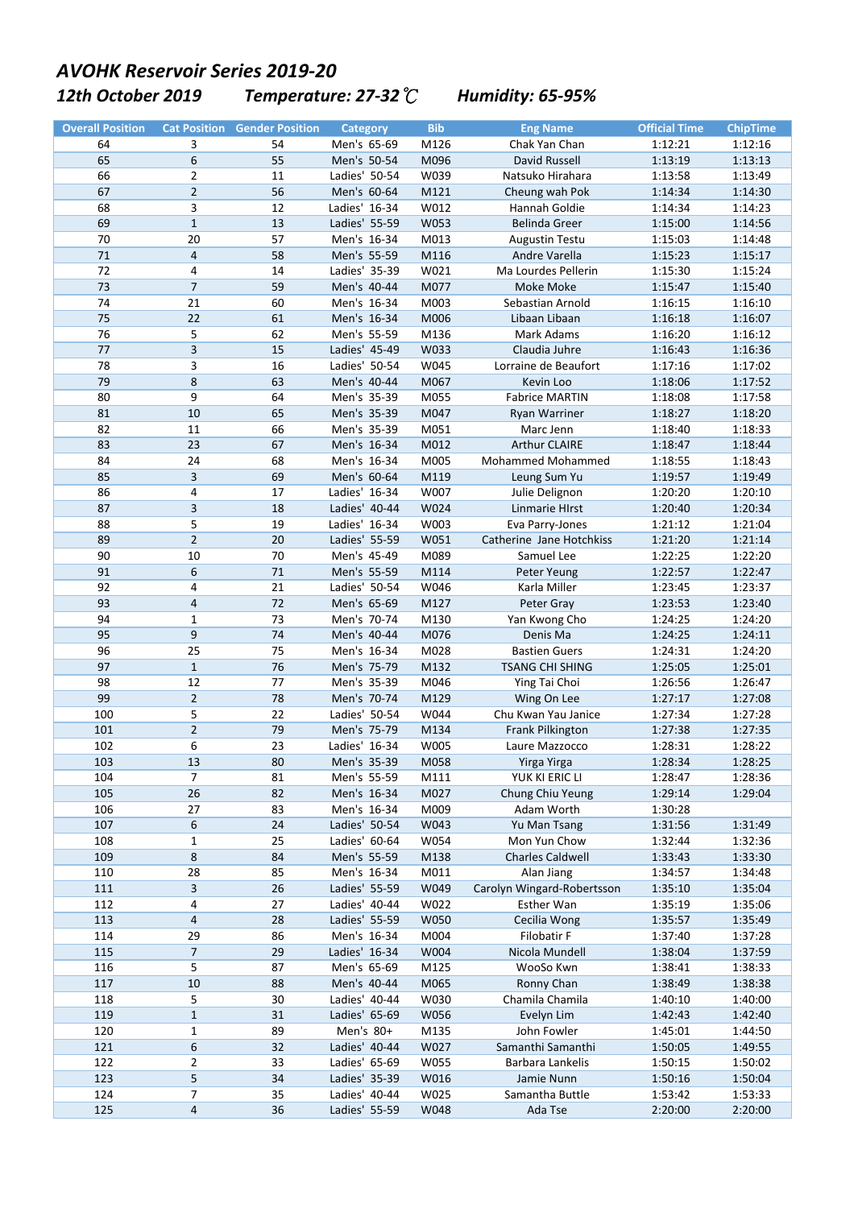# *AVOHK Reservoir Series 2019-20*

***12th October 2019*** ***Temperature: 27-32℃*** ***Humidity: 65-95%***

| Overall Position | Cat Position | Gender Position | Category | Bib | Eng Name | Official Time | ChipTime |
|---|---|---|---|---|---|---|---|
| 64 | 3 | 54 | Men's 65-69 | M126 | Chak Yan Chan | 1:12:21 | 1:12:16 |
| 65 | 6 | 55 | Men's 50-54 | M096 | David Russell | 1:13:19 | 1:13:13 |
| 66 | 2 | 11 | Ladies' 50-54 | W039 | Natsuko Hirahara | 1:13:58 | 1:13:49 |
| 67 | 2 | 56 | Men's 60-64 | M121 | Cheung wah Pok | 1:14:34 | 1:14:30 |
| 68 | 3 | 12 | Ladies' 16-34 | W012 | Hannah Goldie | 1:14:34 | 1:14:23 |
| 69 | 1 | 13 | Ladies' 55-59 | W053 | Belinda Greer | 1:15:00 | 1:14:56 |
| 70 | 20 | 57 | Men's 16-34 | M013 | Augustin Testu | 1:15:03 | 1:14:48 |
| 71 | 4 | 58 | Men's 55-59 | M116 | Andre Varella | 1:15:23 | 1:15:17 |
| 72 | 4 | 14 | Ladies' 35-39 | W021 | Ma Lourdes Pellerin | 1:15:30 | 1:15:24 |
| 73 | 7 | 59 | Men's 40-44 | M077 | Moke Moke | 1:15:47 | 1:15:40 |
| 74 | 21 | 60 | Men's 16-34 | M003 | Sebastian Arnold | 1:16:15 | 1:16:10 |
| 75 | 22 | 61 | Men's 16-34 | M006 | Libaan Libaan | 1:16:18 | 1:16:07 |
| 76 | 5 | 62 | Men's 55-59 | M136 | Mark Adams | 1:16:20 | 1:16:12 |
| 77 | 3 | 15 | Ladies' 45-49 | W033 | Claudia Juhre | 1:16:43 | 1:16:36 |
| 78 | 3 | 16 | Ladies' 50-54 | W045 | Lorraine de Beaufort | 1:17:16 | 1:17:02 |
| 79 | 8 | 63 | Men's 40-44 | M067 | Kevin Loo | 1:18:06 | 1:17:52 |
| 80 | 9 | 64 | Men's 35-39 | M055 | Fabrice MARTIN | 1:18:08 | 1:17:58 |
| 81 | 10 | 65 | Men's 35-39 | M047 | Ryan Warriner | 1:18:27 | 1:18:20 |
| 82 | 11 | 66 | Men's 35-39 | M051 | Marc Jenn | 1:18:40 | 1:18:33 |
| 83 | 23 | 67 | Men's 16-34 | M012 | Arthur CLAIRE | 1:18:47 | 1:18:44 |
| 84 | 24 | 68 | Men's 16-34 | M005 | Mohammed Mohammed | 1:18:55 | 1:18:43 |
| 85 | 3 | 69 | Men's 60-64 | M119 | Leung Sum Yu | 1:19:57 | 1:19:49 |
| 86 | 4 | 17 | Ladies' 16-34 | W007 | Julie Delignon | 1:20:20 | 1:20:10 |
| 87 | 3 | 18 | Ladies' 40-44 | W024 | Linmarie HIrst | 1:20:40 | 1:20:34 |
| 88 | 5 | 19 | Ladies' 16-34 | W003 | Eva Parry-Jones | 1:21:12 | 1:21:04 |
| 89 | 2 | 20 | Ladies' 55-59 | W051 | Catherine Jane Hotchkiss | 1:21:20 | 1:21:14 |
| 90 | 10 | 70 | Men's 45-49 | M089 | Samuel Lee | 1:22:25 | 1:22:20 |
| 91 | 6 | 71 | Men's 55-59 | M114 | Peter Yeung | 1:22:57 | 1:22:47 |
| 92 | 4 | 21 | Ladies' 50-54 | W046 | Karla Miller | 1:23:45 | 1:23:37 |
| 93 | 4 | 72 | Men's 65-69 | M127 | Peter Gray | 1:23:53 | 1:23:40 |
| 94 | 1 | 73 | Men's 70-74 | M130 | Yan Kwong Cho | 1:24:25 | 1:24:20 |
| 95 | 9 | 74 | Men's 40-44 | M076 | Denis Ma | 1:24:25 | 1:24:11 |
| 96 | 25 | 75 | Men's 16-34 | M028 | Bastien Guers | 1:24:31 | 1:24:20 |
| 97 | 1 | 76 | Men's 75-79 | M132 | TSANG CHI SHING | 1:25:05 | 1:25:01 |
| 98 | 12 | 77 | Men's 35-39 | M046 | Ying Tai Choi | 1:26:56 | 1:26:47 |
| 99 | 2 | 78 | Men's 70-74 | M129 | Wing On Lee | 1:27:17 | 1:27:08 |
| 100 | 5 | 22 | Ladies' 50-54 | W044 | Chu Kwan Yau Janice | 1:27:34 | 1:27:28 |
| 101 | 2 | 79 | Men's 75-79 | M134 | Frank Pilkington | 1:27:38 | 1:27:35 |
| 102 | 6 | 23 | Ladies' 16-34 | W005 | Laure Mazzocco | 1:28:31 | 1:28:22 |
| 103 | 13 | 80 | Men's 35-39 | M058 | Yirga Yirga | 1:28:34 | 1:28:25 |
| 104 | 7 | 81 | Men's 55-59 | M111 | YUK KI ERIC LI | 1:28:47 | 1:28:36 |
| 105 | 26 | 82 | Men's 16-34 | M027 | Chung Chiu Yeung | 1:29:14 | 1:29:04 |
| 106 | 27 | 83 | Men's 16-34 | M009 | Adam Worth | 1:30:28 | |
| 107 | 6 | 24 | Ladies' 50-54 | W043 | Yu Man Tsang | 1:31:56 | 1:31:49 |
| 108 | 1 | 25 | Ladies' 60-64 | W054 | Mon Yun Chow | 1:32:44 | 1:32:36 |
| 109 | 8 | 84 | Men's 55-59 | M138 | Charles Caldwell | 1:33:43 | 1:33:30 |
| 110 | 28 | 85 | Men's 16-34 | M011 | Alan Jiang | 1:34:57 | 1:34:48 |
| 111 | 3 | 26 | Ladies' 55-59 | W049 | Carolyn Wingard-Robertsson | 1:35:10 | 1:35:04 |
| 112 | 4 | 27 | Ladies' 40-44 | W022 | Esther Wan | 1:35:19 | 1:35:06 |
| 113 | 4 | 28 | Ladies' 55-59 | W050 | Cecilia Wong | 1:35:57 | 1:35:49 |
| 114 | 29 | 86 | Men's 16-34 | M004 | Filobatir F | 1:37:40 | 1:37:28 |
| 115 | 7 | 29 | Ladies' 16-34 | W004 | Nicola Mundell | 1:38:04 | 1:37:59 |
| 116 | 5 | 87 | Men's 65-69 | M125 | WooSo Kwn | 1:38:41 | 1:38:33 |
| 117 | 10 | 88 | Men's 40-44 | M065 | Ronny Chan | 1:38:49 | 1:38:38 |
| 118 | 5 | 30 | Ladies' 40-44 | W030 | Chamila Chamila | 1:40:10 | 1:40:00 |
| 119 | 1 | 31 | Ladies' 65-69 | W056 | Evelyn Lim | 1:42:43 | 1:42:40 |
| 120 | 1 | 89 | Men's 80+ | M135 | John Fowler | 1:45:01 | 1:44:50 |
| 121 | 6 | 32 | Ladies' 40-44 | W027 | Samanthi Samanthi | 1:50:05 | 1:49:55 |
| 122 | 2 | 33 | Ladies' 65-69 | W055 | Barbara Lankeils | 1:50:15 | 1:50:02 |
| 123 | 5 | 34 | Ladies' 35-39 | W016 | Jamie Nunn | 1:50:16 | 1:50:04 |
| 124 | 7 | 35 | Ladies' 40-44 | W025 | Samantha Buttle | 1:53:42 | 1:53:33 |
| 125 | 4 | 36 | Ladies' 55-59 | W048 | Ada Tse | 2:20:00 | 2:20:00 |